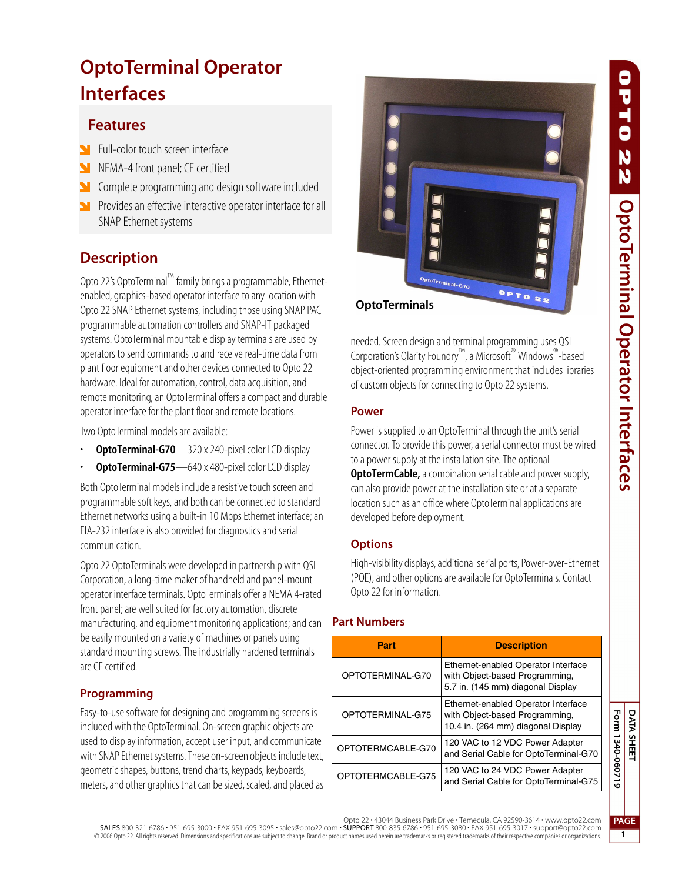# OptoTerminal Operator Interfaces

## Features

- Full-color touch screen interface
- NEMA-4 front panel; CE certified
- Complete programming and design software included
- Provides an effective interactive operator interface for all SNAP Ethernet systems

## Description

Opto 22's OptoTerminal™ family brings a programmable, Ethernet-enabled, graphics-based operator interface to any location with Opto 22 SNAP Ethernet systems, including those using SNAP PAC programmable automation controllers and SNAP-IT packaged systems. OptoTerminal mountable display terminals are used by operators to send commands to and receive real-time data from plant floor equipment and other devices connected to Opto 22 hardware. Ideal for automation, control, data acquisition, and remote monitoring, an OptoTerminal offers a compact and durable operator interface for the plant floor and remote locations.

Two OptoTerminal models are available:

- **OptoTerminal-G70**—320 x 240-pixel color LCD display
- **OptoTerminal-G75**—640 x 480-pixel color LCD display

Both OptoTerminal models include a resistive touch screen and programmable soft keys, and both can be connected to standard Ethernet networks using a built-in 10 Mbps Ethernet interface; an EIA-232 interface is also provided for diagnostics and serial communication.

Opto 22 OptoTerminals were developed in partnership with QSI Corporation, a long-time maker of handheld and panel-mount operator interface terminals. OptoTerminals offer a NEMA 4-rated front panel; are well suited for factory automation, discrete manufacturing, and equipment monitoring applications; and can be easily mounted on a variety of machines or panels using standard mounting screws. The industrially hardened terminals are CE certified.

### Programming

Easy-to-use software for designing and programming screens is included with the OptoTerminal. On-screen graphic objects are used to display information, accept user input, and communicate with SNAP Ethernet systems. These on-screen objects include text, geometric shapes, buttons, trend charts, keypads, keyboards, meters, and other graphics that can be sized, scaled, and placed as needed. Screen design and terminal programming uses QSI Corporation's Qlarity Foundry™, a Microsoft® Windows®-based object-oriented programming environment that includes libraries of custom objects for connecting to Opto 22 systems.

OptoTerminals

### Power

Power is supplied to an OptoTerminal through the unit's serial connector. To provide this power, a serial connector must be wired to a power supply at the installation site. The optional **OptoTermCable,** a combination serial cable and power supply, can also provide power at the installation site or at a separate location such as an office where OptoTerminal applications are developed before deployment.

### Options

High-visibility displays, additional serial ports, Power-over-Ethernet (POE), and other options are available for OptoTerminals. Contact Opto 22 for information.

## Part Numbers

| Part | Description |
|---|---|
| OPTOTERMINAL-G70 | Ethernet-enabled Operator Interface with Object-based Programming, 5.7 in. (145 mm) diagonal Display |
| OPTOTERMINAL-G75 | Ethernet-enabled Operator Interface with Object-based Programming, 10.4 in. (264 mm) diagonal Display |
| OPTOTERMCABLE-G70 | 120 VAC to 12 VDC Power Adapter and Serial Cable for OptoTerminal-G70 |
| OPTOTERMCABLE-G75 | 120 VAC to 24 VDC Power Adapter and Serial Cable for OptoTerminal-G75 |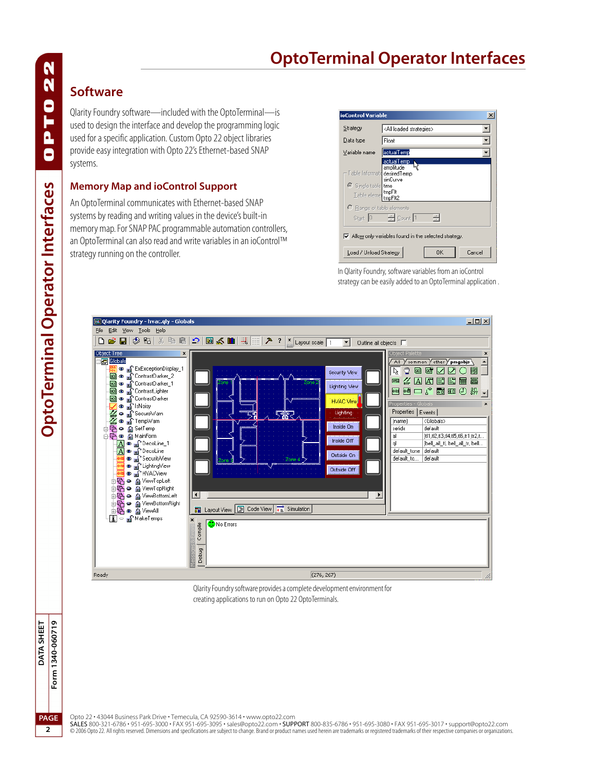# OptoTerminal Operator Interfaces

## Software

Qlarity Foundry software—included with the OptoTerminal—is used to design the interface and develop the programming logic used for a specific application. Custom Opto 22 object libraries provide easy integration with Opto 22's Ethernet-based SNAP systems.

## Memory Map and ioControl Support

An OptoTerminal communicates with Ethernet-based SNAP systems by reading and writing values in the device's built-in memory map. For SNAP PAC programmable automation controllers, an OptoTerminal can also read and write variables in an ioControl™ strategy running on the controller.

In Qlarity Foundry, software variables from an ioControl strategy can be easily added to an OptoTerminal application .

Qlarity Foundry software provides a complete development environment for creating applications to run on Opto 22 OptoTerminals.

Opto 22 • 43044 Business Park Drive • Temecula, CA 92590-3614 • www.opto22.com
SALES 800-321-6786 • 951-695-3000 • FAX 951-695-3095 • sales@opto22.com • SUPPORT 800-835-6786 • 951-695-3080 • FAX 951-695-3017 • support@opto22.com
© 2006 Opto 22. All rights reserved. Dimensions and specifications are subject to change. Brand or product names used herein are trademarks or registered trademarks of their respective companies or organizations.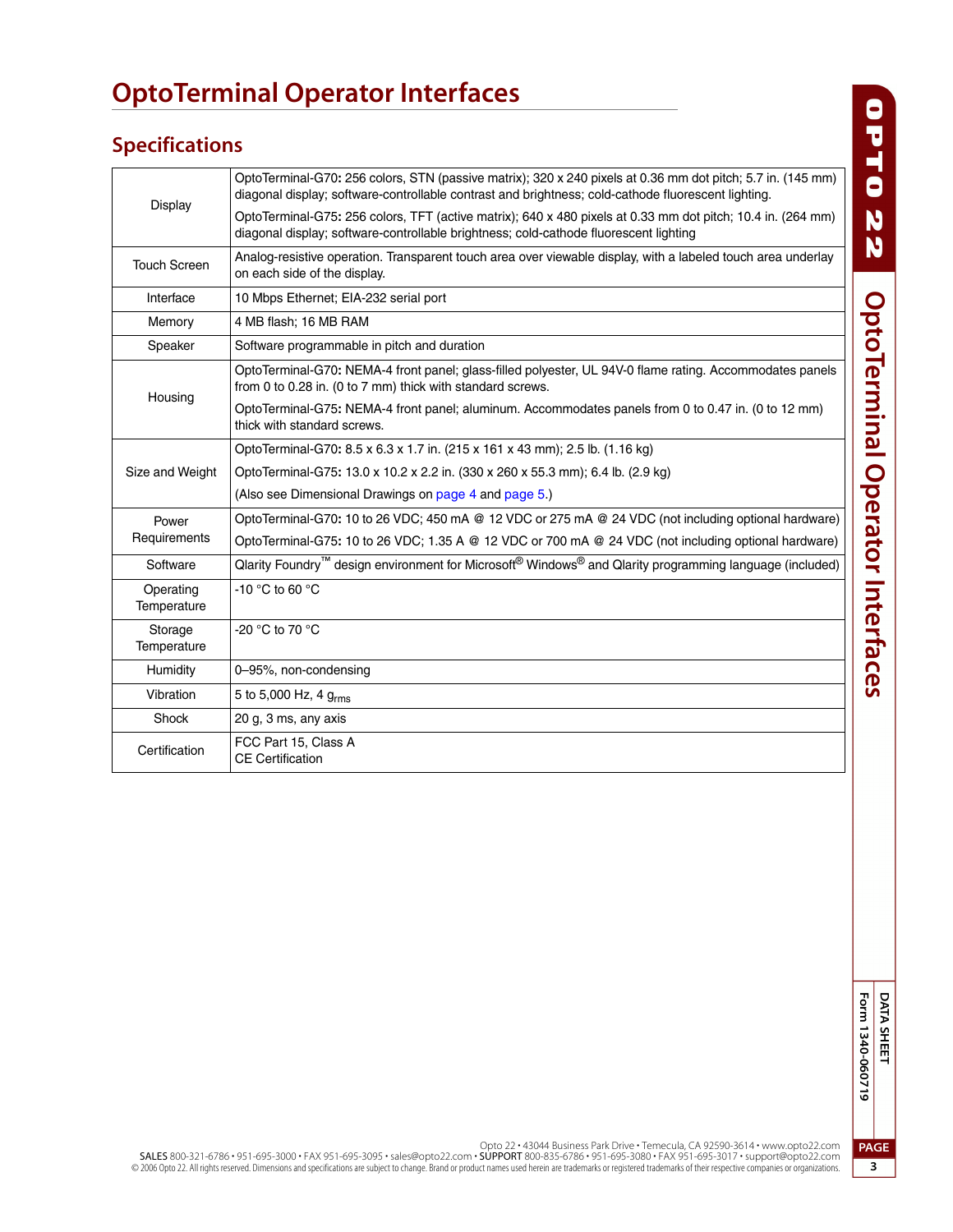# OptoTerminal Operator Interfaces

## Specifications

| | |
|---|---|
| Display | OptoTerminal-G70**:** 256 colors, STN (passive matrix); 320 x 240 pixels at 0.36 mm dot pitch; 5.7 in. (145 mm) diagonal display; software-controllable contrast and brightness; cold-cathode fluorescent lighting.<br>OptoTerminal-G75**:** 256 colors, TFT (active matrix); 640 x 480 pixels at 0.33 mm dot pitch; 10.4 in. (264 mm) diagonal display; software-controllable brightness; cold-cathode fluorescent lighting |
| Touch Screen | Analog-resistive operation. Transparent touch area over viewable display, with a labeled touch area underlay on each side of the display. |
| Interface | 10 Mbps Ethernet; EIA-232 serial port |
| Memory | 4 MB flash; 16 MB RAM |
| Speaker | Software programmable in pitch and duration |
| Housing | OptoTerminal-G70**:** NEMA-4 front panel; glass-filled polyester, UL 94V-0 flame rating. Accommodates panels from 0 to 0.28 in. (0 to 7 mm) thick with standard screws.<br>OptoTerminal-G75**:** NEMA-4 front panel; aluminum. Accommodates panels from 0 to 0.47 in. (0 to 12 mm) thick with standard screws. |
| Size and Weight | OptoTerminal-G70**:** 8.5 x 6.3 x 1.7 in. (215 x 161 x 43 mm); 2.5 lb. (1.16 kg)<br>OptoTerminal-G75**:** 13.0 x 10.2 x 2.2 in. (330 x 260 x 55.3 mm); 6.4 lb. (2.9 kg)<br>(Also see Dimensional Drawings on page 4 and page 5.) |
| Power Requirements | OptoTerminal-G70**:** 10 to 26 VDC; 450 mA @ 12 VDC or 275 mA @ 24 VDC (not including optional hardware)<br>OptoTerminal-G75**:** 10 to 26 VDC; 1.35 A @ 12 VDC or 700 mA @ 24 VDC (not including optional hardware) |
| Software | Qlarity Foundry™ design environment for Microsoft® Windows® and Qlarity programming language (included) |
| Operating Temperature | -10 °C to 60 °C |
| Storage Temperature | -20 °C to 70 °C |
| Humidity | 0–95%, non-condensing |
| Vibration | 5 to 5,000 Hz, 4 $g_{rms}$ |
| Shock | 20 g, 3 ms, any axis |
| Certification | FCC Part 15, Class A<br>CE Certification |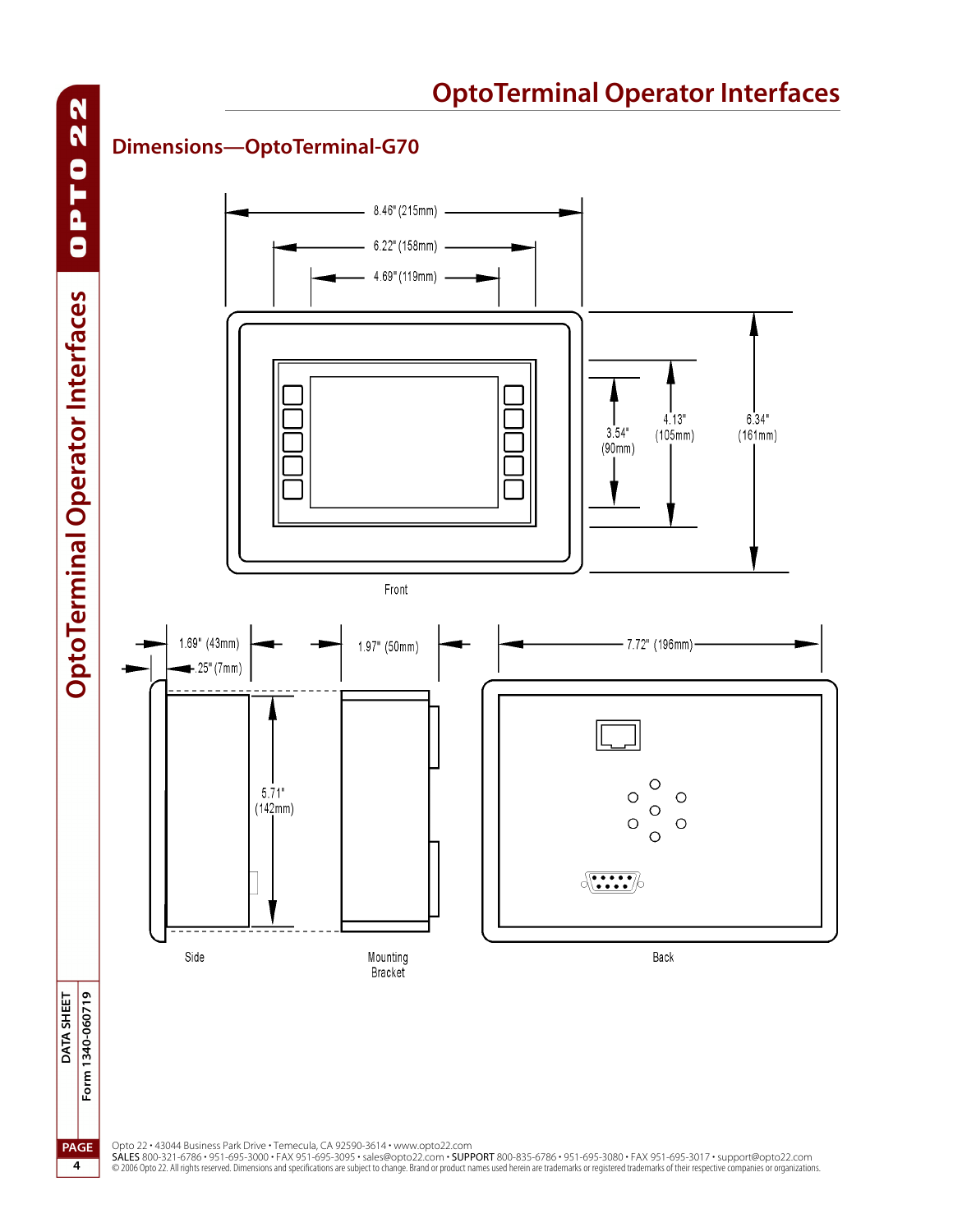## Dimensions—OptoTerminal-G70

8.46" (215mm)

6.22" (158mm)

4.69" (119mm)

3.54" (90mm)

4.13" (105mm)

6.34" (161mm)

Front

1.69" (43mm)

.25" (7mm)

1.97" (50mm)

7.72" (196mm)

5.71" (142mm)

Side

Mounting Bracket

Back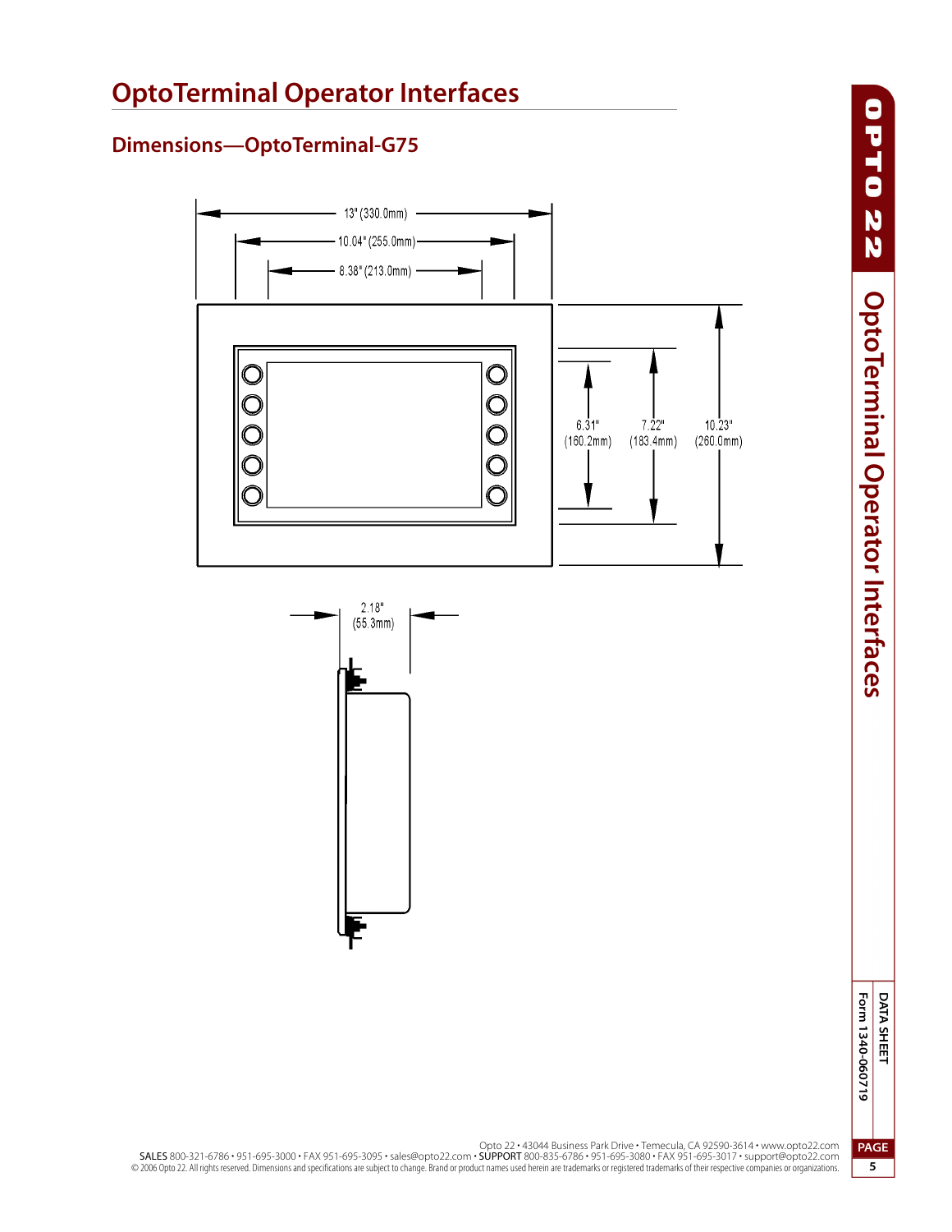# OptoTerminal Operator Interfaces

## Dimensions—OptoTerminal-G75

13" (330.0mm)

10.04" (255.0mm)

8.38" (213.0mm)

6.31" (160.2mm)

7.22" (183.4mm)

10.23" (260.0mm)

2.18" (55.3mm)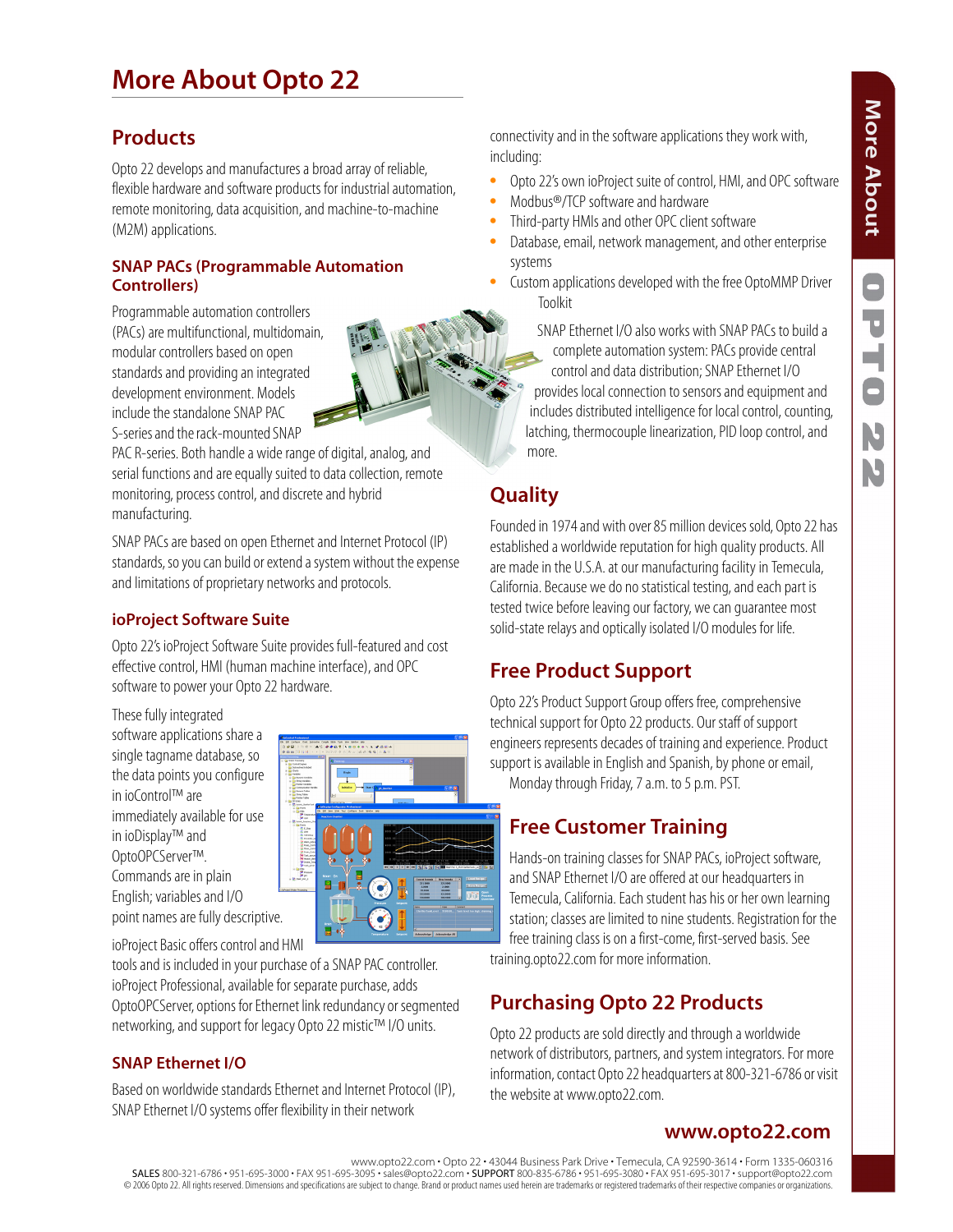# More About Opto 22

## Products

Opto 22 develops and manufactures a broad array of reliable, flexible hardware and software products for industrial automation, remote monitoring, data acquisition, and machine-to-machine (M2M) applications.

### SNAP PACs (Programmable Automation Controllers)

Programmable automation controllers (PACs) are multifunctional, multidomain, modular controllers based on open standards and providing an integrated development environment. Models include the standalone SNAP PAC S-series and the rack-mounted SNAP PAC R-series. Both handle a wide range of digital, analog, and serial functions and are equally suited to data collection, remote monitoring, process control, and discrete and hybrid manufacturing.

SNAP PACs are based on open Ethernet and Internet Protocol (IP) standards, so you can build or extend a system without the expense and limitations of proprietary networks and protocols.

### ioProject Software Suite

Opto 22's ioProject Software Suite provides full-featured and cost effective control, HMI (human machine interface), and OPC software to power your Opto 22 hardware.

These fully integrated software applications share a single tagname database, so the data points you configure in ioControl™ are immediately available for use in ioDisplay™ and OptoOPCServer™. Commands are in plain English; variables and I/O point names are fully descriptive.

ioProject Basic offers control and HMI tools and is included in your purchase of a SNAP PAC controller. ioProject Professional, available for separate purchase, adds OptoOPCServer, options for Ethernet link redundancy or segmented networking, and support for legacy Opto 22 mistic™ I/O units.

### SNAP Ethernet I/O

Based on worldwide standards Ethernet and Internet Protocol (IP), SNAP Ethernet I/O systems offer flexibility in their network connectivity and in the software applications they work with, including:

- Opto 22's own ioProject suite of control, HMI, and OPC software
- Modbus®/TCP software and hardware
- Third-party HMIs and other OPC client software
- Database, email, network management, and other enterprise systems
- Custom applications developed with the free OptoMMP Driver Toolkit

SNAP Ethernet I/O also works with SNAP PACs to build a complete automation system: PACs provide central control and data distribution; SNAP Ethernet I/O provides local connection to sensors and equipment and includes distributed intelligence for local control, counting, latching, thermocouple linearization, PID loop control, and more.

## Quality

Founded in 1974 and with over 85 million devices sold, Opto 22 has established a worldwide reputation for high quality products. All are made in the U.S.A. at our manufacturing facility in Temecula, California. Because we do no statistical testing, and each part is tested twice before leaving our factory, we can guarantee most solid-state relays and optically isolated I/O modules for life.

## Free Product Support

Opto 22's Product Support Group offers free, comprehensive technical support for Opto 22 products. Our staff of support engineers represents decades of training and experience. Product support is available in English and Spanish, by phone or email, Monday through Friday, 7 a.m. to 5 p.m. PST.

## Free Customer Training

Hands-on training classes for SNAP PACs, ioProject software, and SNAP Ethernet I/O are offered at our headquarters in Temecula, California. Each student has his or her own learning station; classes are limited to nine students. Registration for the free training class is on a first-come, first-served basis. See training.opto22.com for more information.

## Purchasing Opto 22 Products

Opto 22 products are sold directly and through a worldwide network of distributors, partners, and system integrators. For more information, contact Opto 22 headquarters at 800-321-6786 or visit the website at www.opto22.com.

**www.opto22.com**

www.opto22.com • Opto 22 • 43044 Business Park Drive • Temecula, CA 92590-3614 • Form 1335-060316
SALES 800-321-6786 • 951-695-3000 • FAX 951-695-3095 • sales@opto22.com • SUPPORT 800-835-6786 • 951-695-3080 • FAX 951-695-3017 • support@opto22.com
© 2006 Opto 22. All rights reserved. Dimensions and specifications are subject to change. Brand or product names used herein are trademarks or registered trademarks of their respective companies or organizations.